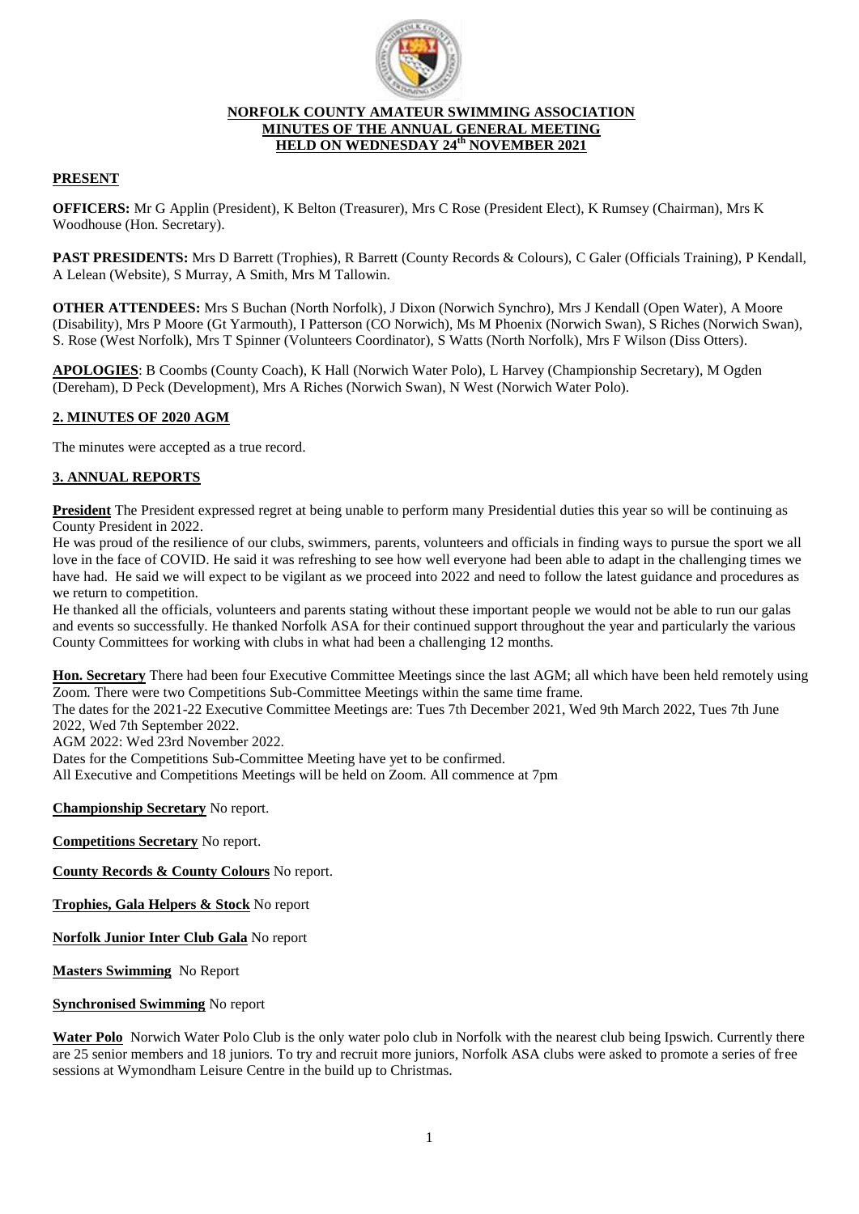**NORFOLK COUNTY AMATEUR SWIMMING ASSOCIATION**
**MINUTES OF THE ANNUAL GENERAL MEETING**
**HELD ON WEDNESDAY 24th NOVEMBER 2021**

## PRESENT

**OFFICERS:** Mr G Applin (President), K Belton (Treasurer), Mrs C Rose (President Elect), K Rumsey (Chairman), Mrs K Woodhouse (Hon. Secretary).

**PAST PRESIDENTS:** Mrs D Barrett (Trophies), R Barrett (County Records & Colours), C Galer (Officials Training), P Kendall, A Lelean (Website), S Murray, A Smith, Mrs M Tallowin.

**OTHER ATTENDEES:** Mrs S Buchan (North Norfolk), J Dixon (Norwich Synchro), Mrs J Kendall (Open Water), A Moore (Disability), Mrs P Moore (Gt Yarmouth), I Patterson (CO Norwich), Ms M Phoenix (Norwich Swan), S Riches (Norwich Swan), S. Rose (West Norfolk), Mrs T Spinner (Volunteers Coordinator), S Watts (North Norfolk), Mrs F Wilson (Diss Otters).

**APOLOGIES**: B Coombs (County Coach), K Hall (Norwich Water Polo), L Harvey (Championship Secretary), M Ogden (Dereham), D Peck (Development), Mrs A Riches (Norwich Swan), N West (Norwich Water Polo).

## 2. MINUTES OF 2020 AGM

The minutes were accepted as a true record.

## 3. ANNUAL REPORTS

**President** The President expressed regret at being unable to perform many Presidential duties this year so will be continuing as County President in 2022.

He was proud of the resilience of our clubs, swimmers, parents, volunteers and officials in finding ways to pursue the sport we all love in the face of COVID. He said it was refreshing to see how well everyone had been able to adapt in the challenging times we have had. He said we will expect to be vigilant as we proceed into 2022 and need to follow the latest guidance and procedures as we return to competition.

He thanked all the officials, volunteers and parents stating without these important people we would not be able to run our galas and events so successfully. He thanked Norfolk ASA for their continued support throughout the year and particularly the various County Committees for working with clubs in what had been a challenging 12 months.

**Hon. Secretary** There had been four Executive Committee Meetings since the last AGM; all which have been held remotely using Zoom. There were two Competitions Sub-Committee Meetings within the same time frame.

The dates for the 2021-22 Executive Committee Meetings are: Tues 7th December 2021, Wed 9th March 2022, Tues 7th June 2022, Wed 7th September 2022.

AGM 2022: Wed 23rd November 2022.

Dates for the Competitions Sub-Committee Meeting have yet to be confirmed.

All Executive and Competitions Meetings will be held on Zoom. All commence at 7pm

**Championship Secretary** No report.

**Competitions Secretary** No report.

**County Records & County Colours** No report.

**Trophies, Gala Helpers & Stock** No report

**Norfolk Junior Inter Club Gala** No report

**Masters Swimming** No Report

**Synchronised Swimming** No report

**Water Polo** Norwich Water Polo Club is the only water polo club in Norfolk with the nearest club being Ipswich. Currently there are 25 senior members and 18 juniors. To try and recruit more juniors, Norfolk ASA clubs were asked to promote a series of free sessions at Wymondham Leisure Centre in the build up to Christmas.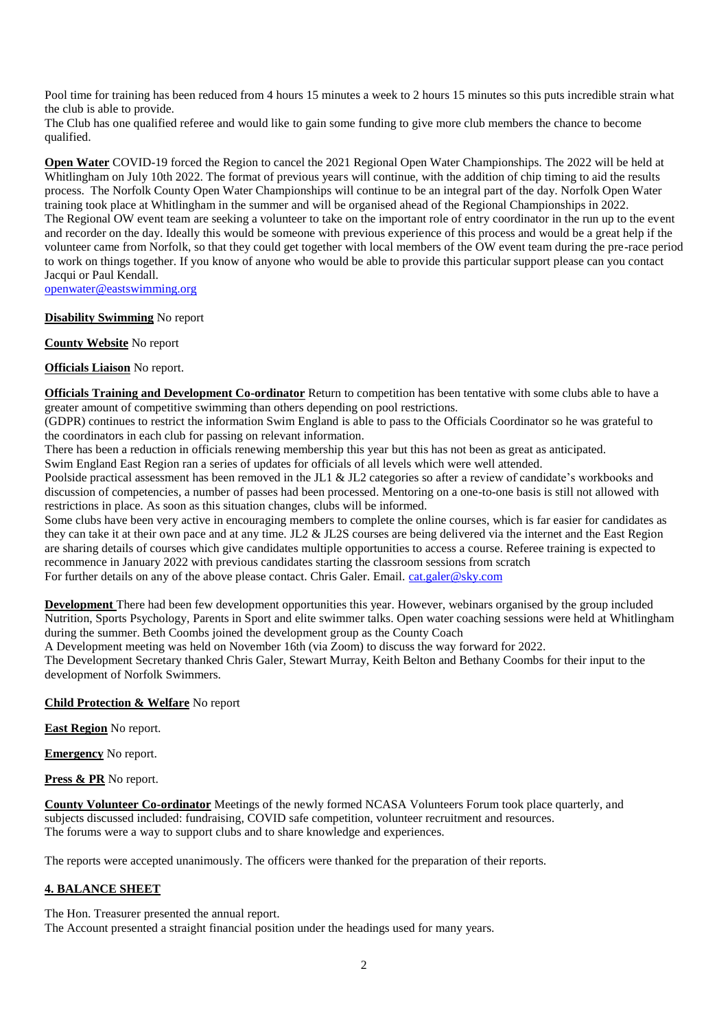Pool time for training has been reduced from 4 hours 15 minutes a week to 2 hours 15 minutes so this puts incredible strain what the club is able to provide.
The Club has one qualified referee and would like to gain some funding to give more club members the chance to become qualified.

**Open Water** COVID-19 forced the Region to cancel the 2021 Regional Open Water Championships. The 2022 will be held at Whitlingham on July 10th 2022. The format of previous years will continue, with the addition of chip timing to aid the results process. The Norfolk County Open Water Championships will continue to be an integral part of the day. Norfolk Open Water training took place at Whitlingham in the summer and will be organised ahead of the Regional Championships in 2022.
The Regional OW event team are seeking a volunteer to take on the important role of entry coordinator in the run up to the event and recorder on the day. Ideally this would be someone with previous experience of this process and would be a great help if the volunteer came from Norfolk, so that they could get together with local members of the OW event team during the pre-race period to work on things together. If you know of anyone who would be able to provide this particular support please can you contact Jacqui or Paul Kendall.
openwater@eastswimming.org

**Disability Swimming** No report

**County Website** No report

**Officials Liaison** No report.

**Officials Training and Development Co-ordinator** Return to competition has been tentative with some clubs able to have a greater amount of competitive swimming than others depending on pool restrictions.
(GDPR) continues to restrict the information Swim England is able to pass to the Officials Coordinator so he was grateful to the coordinators in each club for passing on relevant information.
There has been a reduction in officials renewing membership this year but this has not been as great as anticipated.
Swim England East Region ran a series of updates for officials of all levels which were well attended.
Poolside practical assessment has been removed in the JL1 & JL2 categories so after a review of candidate's workbooks and discussion of competencies, a number of passes had been processed. Mentoring on a one-to-one basis is still not allowed with restrictions in place. As soon as this situation changes, clubs will be informed.
Some clubs have been very active in encouraging members to complete the online courses, which is far easier for candidates as they can take it at their own pace and at any time. JL2 & JL2S courses are being delivered via the internet and the East Region are sharing details of courses which give candidates multiple opportunities to access a course. Referee training is expected to recommence in January 2022 with previous candidates starting the classroom sessions from scratch
For further details on any of the above please contact. Chris Galer. Email. cat.galer@sky.com

**Development** There had been few development opportunities this year. However, webinars organised by the group included Nutrition, Sports Psychology, Parents in Sport and elite swimmer talks. Open water coaching sessions were held at Whitlingham during the summer. Beth Coombs joined the development group as the County Coach
A Development meeting was held on November 16th (via Zoom) to discuss the way forward for 2022.
The Development Secretary thanked Chris Galer, Stewart Murray, Keith Belton and Bethany Coombs for their input to the development of Norfolk Swimmers.

**Child Protection & Welfare** No report

**East Region** No report.

**Emergency** No report.

**Press & PR** No report.

**County Volunteer Co-ordinator** Meetings of the newly formed NCASA Volunteers Forum took place quarterly, and subjects discussed included: fundraising, COVID safe competition, volunteer recruitment and resources.
The forums were a way to support clubs and to share knowledge and experiences.

The reports were accepted unanimously. The officers were thanked for the preparation of their reports.

## 4. BALANCE SHEET

The Hon. Treasurer presented the annual report.
The Account presented a straight financial position under the headings used for many years.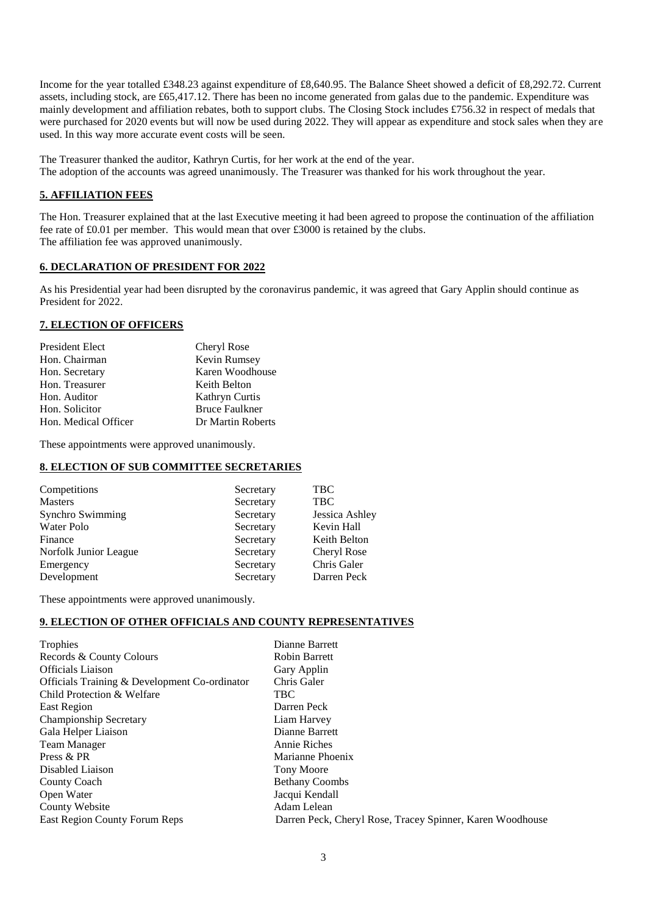Income for the year totalled £348.23 against expenditure of £8,640.95. The Balance Sheet showed a deficit of £8,292.72. Current assets, including stock, are £65,417.12. There has been no income generated from galas due to the pandemic. Expenditure was mainly development and affiliation rebates, both to support clubs. The Closing Stock includes £756.32 in respect of medals that were purchased for 2020 events but will now be used during 2022. They will appear as expenditure and stock sales when they are used. In this way more accurate event costs will be seen.

The Treasurer thanked the auditor, Kathryn Curtis, for her work at the end of the year.
The adoption of the accounts was agreed unanimously. The Treasurer was thanked for his work throughout the year.

## 5. AFFILIATION FEES

The Hon. Treasurer explained that at the last Executive meeting it had been agreed to propose the continuation of the affiliation fee rate of £0.01 per member. This would mean that over £3000 is retained by the clubs.
The affiliation fee was approved unanimously.

## 6. DECLARATION OF PRESIDENT FOR 2022

As his Presidential year had been disrupted by the coronavirus pandemic, it was agreed that Gary Applin should continue as President for 2022.

## 7. ELECTION OF OFFICERS

| | |
|---|---|
| President Elect | Cheryl Rose |
| Hon. Chairman | Kevin Rumsey |
| Hon. Secretary | Karen Woodhouse |
| Hon. Treasurer | Keith Belton |
| Hon. Auditor | Kathryn Curtis |
| Hon. Solicitor | Bruce Faulkner |
| Hon. Medical Officer | Dr Martin Roberts |

These appointments were approved unanimously.

## 8. ELECTION OF SUB COMMITTEE SECRETARIES

| | | |
|---|---|---|
| Competitions | Secretary | TBC |
| Masters | Secretary | TBC |
| Synchro Swimming | Secretary | Jessica Ashley |
| Water Polo | Secretary | Kevin Hall |
| Finance | Secretary | Keith Belton |
| Norfolk Junior League | Secretary | Cheryl Rose |
| Emergency | Secretary | Chris Galer |
| Development | Secretary | Darren Peck |

These appointments were approved unanimously.

## 9. ELECTION OF OTHER OFFICIALS AND COUNTY REPRESENTATIVES

| | |
|---|---|
| Trophies | Dianne Barrett |
| Records & County Colours | Robin Barrett |
| Officials Liaison | Gary Applin |
| Officials Training & Development Co-ordinator | Chris Galer |
| Child Protection & Welfare | TBC |
| East Region | Darren Peck |
| Championship Secretary | Liam Harvey |
| Gala Helper Liaison | Dianne Barrett |
| Team Manager | Annie Riches |
| Press & PR | Marianne Phoenix |
| Disabled Liaison | Tony Moore |
| County Coach | Bethany Coombs |
| Open Water | Jacqui Kendall |
| County Website | Adam Lelean |
| East Region County Forum Reps | Darren Peck, Cheryl Rose, Tracey Spinner, Karen Woodhouse |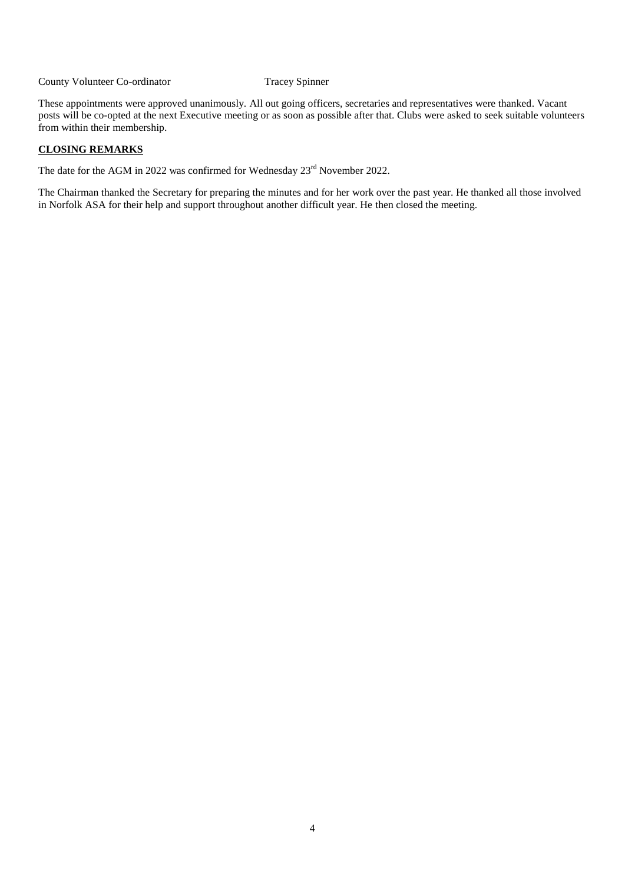| | |
| --- | --- |
| County Volunteer Co-ordinator | Tracey Spinner |

These appointments were approved unanimously. All out going officers, secretaries and representatives were thanked. Vacant posts will be co-opted at the next Executive meeting or as soon as possible after that. Clubs were asked to seek suitable volunteers from within their membership.

## CLOSING REMARKS

The date for the AGM in 2022 was confirmed for Wednesday 23rd November 2022.

The Chairman thanked the Secretary for preparing the minutes and for her work over the past year. He thanked all those involved in Norfolk ASA for their help and support throughout another difficult year. He then closed the meeting.